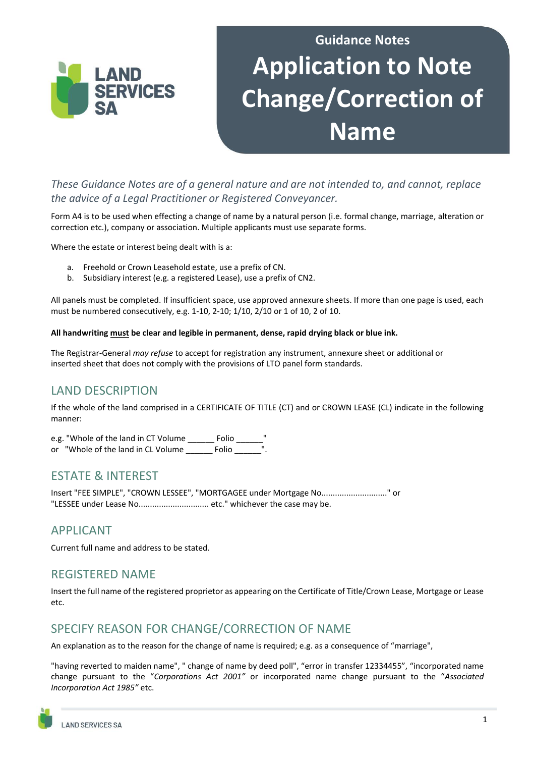Guidance Notes

# Application to Note Change/Correction of Name

*These Guidance Notes are of a general nature and are not intended to, and cannot, replace the advice of a Legal Practitioner or Registered Conveyancer.*

Form A4 is to be used when effecting a change of name by a natural person (i.e. formal change, marriage, alteration or correction etc.), company or association. Multiple applicants must use separate forms.

Where the estate or interest being dealt with is a:

a. Freehold or Crown Leasehold estate, use a prefix of CN.
b. Subsidiary interest (e.g. a registered Lease), use a prefix of CN2.

All panels must be completed. If insufficient space, use approved annexure sheets. If more than one page is used, each must be numbered consecutively, e.g. 1-10, 2-10; 1/10, 2/10 or 1 of 10, 2 of 10.

**All handwriting must be clear and legible in permanent, dense, rapid drying black or blue ink.**

The Registrar-General *may refuse* to accept for registration any instrument, annexure sheet or additional or inserted sheet that does not comply with the provisions of LTO panel form standards.

## LAND DESCRIPTION

If the whole of the land comprised in a CERTIFICATE OF TITLE (CT) and or CROWN LEASE (CL) indicate in the following manner:

e.g. "Whole of the land in CT Volume ______ Folio ______"
or "Whole of the land in CL Volume ______ Folio ______".

## ESTATE & INTEREST

Insert "FEE SIMPLE", "CROWN LESSEE", "MORTGAGEE under Mortgage No............................" or "LESSEE under Lease No.............................. etc." whichever the case may be.

## APPLICANT

Current full name and address to be stated.

## REGISTERED NAME

Insert the full name of the registered proprietor as appearing on the Certificate of Title/Crown Lease, Mortgage or Lease etc.

## SPECIFY REASON FOR CHANGE/CORRECTION OF NAME

An explanation as to the reason for the change of name is required; e.g. as a consequence of "marriage",

"having reverted to maiden name", " change of name by deed poll", "error in transfer 12334455", "incorporated name change pursuant to the "*Corporations Act 2001"* or incorporated name change pursuant to the "*Associated Incorporation Act 1985"* etc.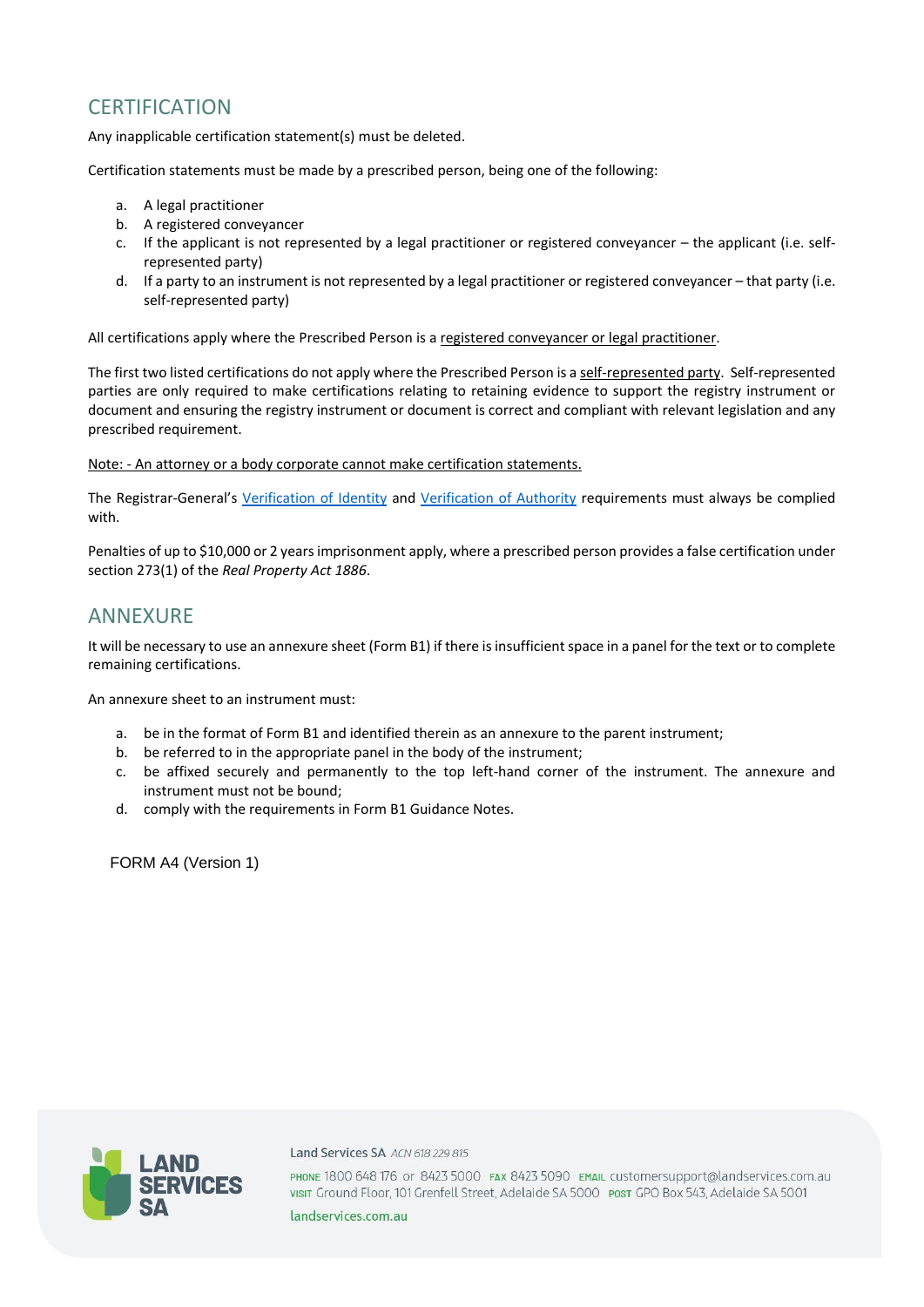## CERTIFICATION

Any inapplicable certification statement(s) must be deleted.

Certification statements must be made by a prescribed person, being one of the following:

a. A legal practitioner
b. A registered conveyancer
c. If the applicant is not represented by a legal practitioner or registered conveyancer – the applicant (i.e. self-represented party)
d. If a party to an instrument is not represented by a legal practitioner or registered conveyancer – that party (i.e. self-represented party)

All certifications apply where the Prescribed Person is a registered conveyancer or legal practitioner.

The first two listed certifications do not apply where the Prescribed Person is a self-represented party. Self-represented parties are only required to make certifications relating to retaining evidence to support the registry instrument or document and ensuring the registry instrument or document is correct and compliant with relevant legislation and any prescribed requirement.

Note: - An attorney or a body corporate cannot make certification statements.

The Registrar-General's Verification of Identity and Verification of Authority requirements must always be complied with.

Penalties of up to $10,000 or 2 years imprisonment apply, where a prescribed person provides a false certification under section 273(1) of the *Real Property Act 1886*.

## ANNEXURE

It will be necessary to use an annexure sheet (Form B1) if there is insufficient space in a panel for the text or to complete remaining certifications.

An annexure sheet to an instrument must:

a. be in the format of Form B1 and identified therein as an annexure to the parent instrument;
b. be referred to in the appropriate panel in the body of the instrument;
c. be affixed securely and permanently to the top left-hand corner of the instrument. The annexure and instrument must not be bound;
d. comply with the requirements in Form B1 Guidance Notes.

FORM A4 (Version 1)